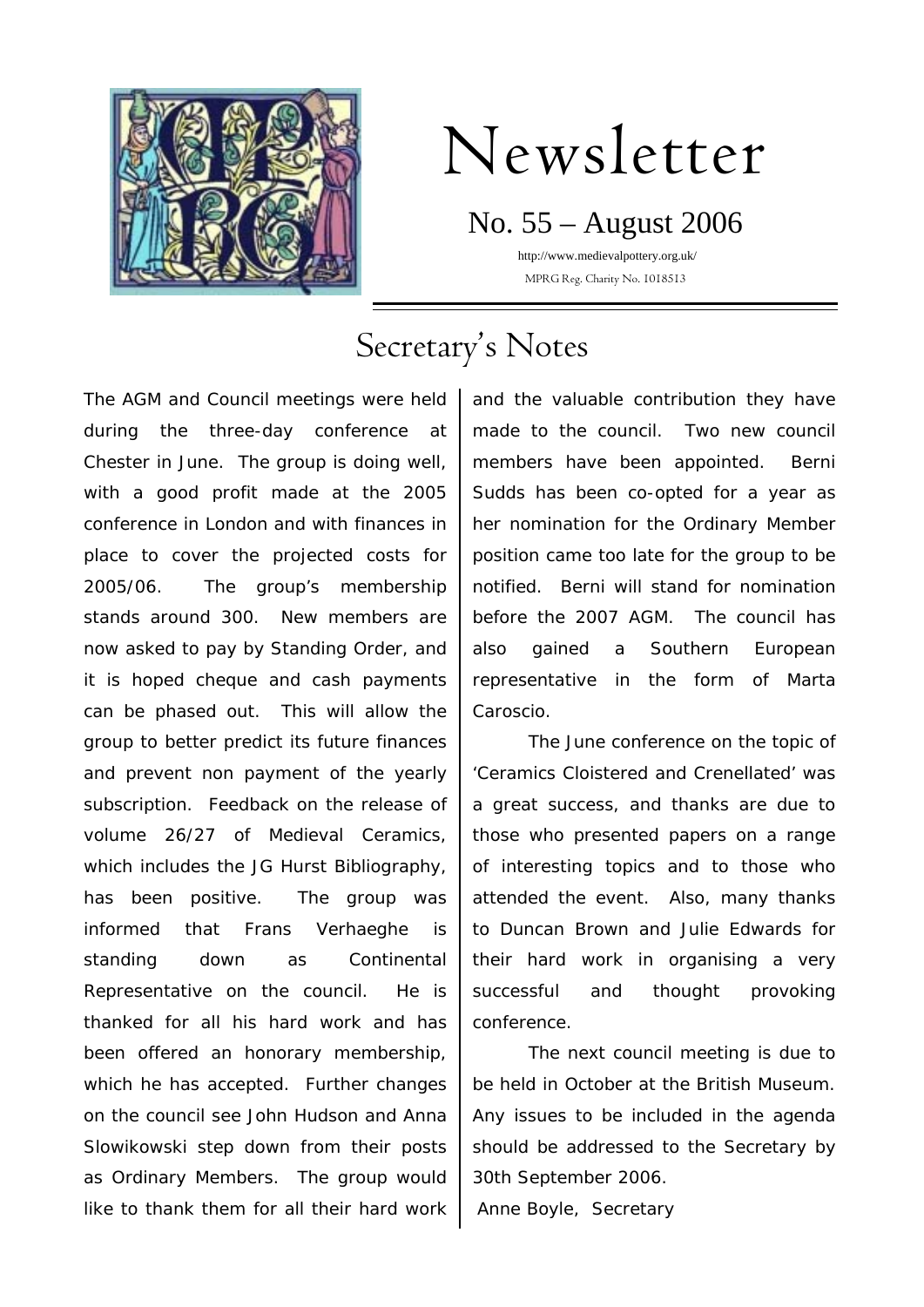# Newsletter

No. 55 – August 2006

http://www.medievalpottery.org.uk/

MPRG Reg. Charity No. 1018513

## Secretary's Notes

The AGM and Council meetings were held during the three-day conference at Chester in June. The group is doing well, with a good profit made at the 2005 conference in London and with finances in place to cover the projected costs for 2005/06. The group's membership stands around 300. New members are now asked to pay by Standing Order, and it is hoped cheque and cash payments can be phased out. This will allow the group to better predict its future finances and prevent non payment of the yearly subscription. Feedback on the release of volume 26/27 of Medieval Ceramics, which includes the JG Hurst Bibliography, has been positive. The group was informed that Frans Verhaeghe is standing down as Continental Representative on the council. He is thanked for all his hard work and has been offered an honorary membership, which he has accepted. Further changes on the council see John Hudson and Anna Slowikowski step down from their posts as Ordinary Members. The group would like to thank them for all their hard work and the valuable contribution they have made to the council. Two new council members have been appointed. Berni Sudds has been co-opted for a year as her nomination for the Ordinary Member position came too late for the group to be notified. Berni will stand for nomination before the 2007 AGM. The council has also gained a Southern European representative in the form of Marta Caroscio.

The June conference on the topic of 'Ceramics Cloistered and Crenellated' was a great success, and thanks are due to those who presented papers on a range of interesting topics and to those who attended the event. Also, many thanks to Duncan Brown and Julie Edwards for their hard work in organising a very successful and thought provoking conference.

The next council meeting is due to be held in October at the British Museum. Any issues to be included in the agenda should be addressed to the Secretary by 30th September 2006.

Anne Boyle, Secretary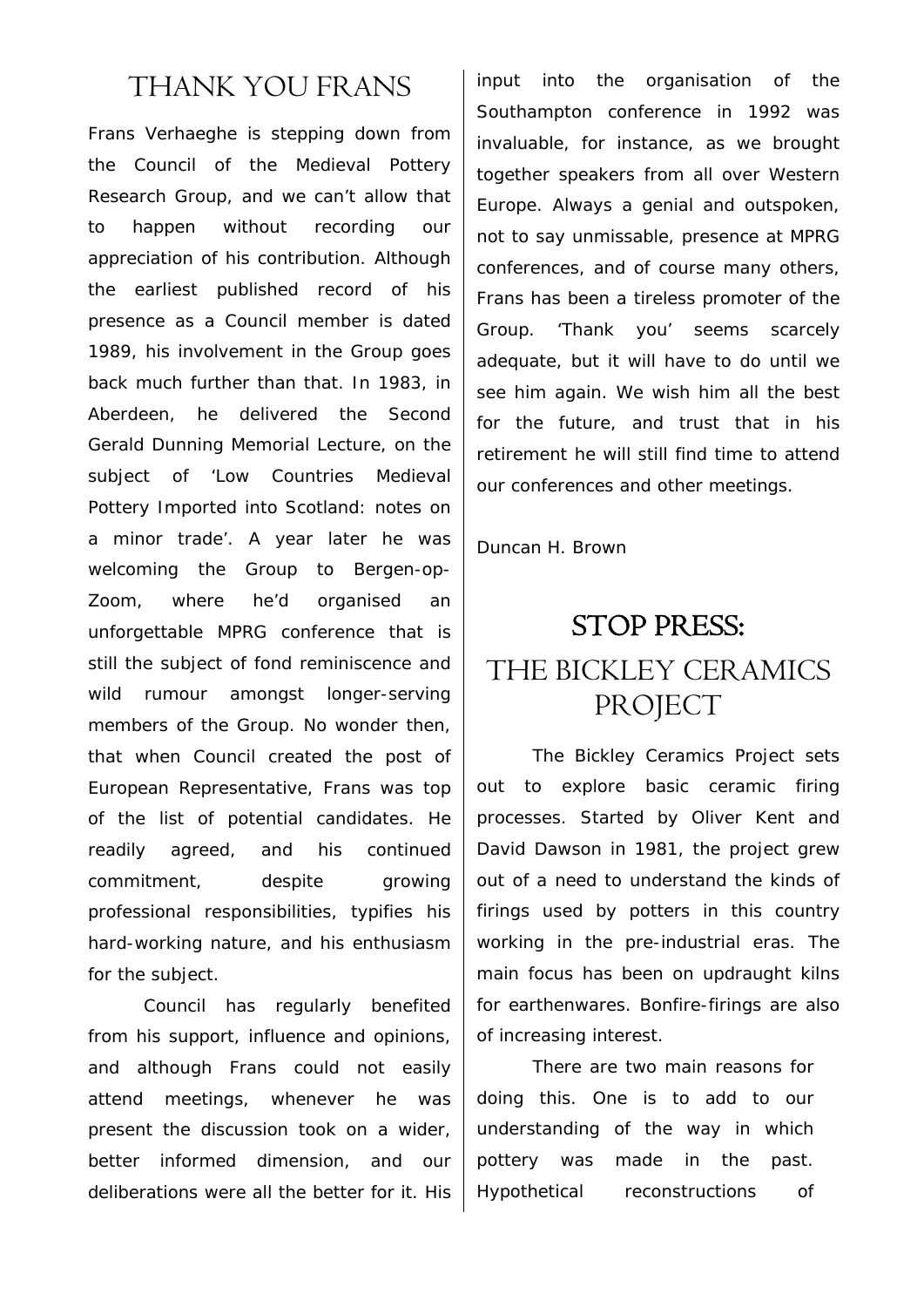# THANK YOU FRANS

Frans Verhaeghe is stepping down from the Council of the Medieval Pottery Research Group, and we can't allow that to happen without recording our appreciation of his contribution. Although the earliest published record of his presence as a Council member is dated 1989, his involvement in the Group goes back much further than that. In 1983, in Aberdeen, he delivered the Second Gerald Dunning Memorial Lecture, on the subject of 'Low Countries Medieval Pottery Imported into Scotland: notes on a minor trade'. A year later he was welcoming the Group to Bergen-op-Zoom, where he'd organised an unforgettable MPRG conference that is still the subject of fond reminiscence and wild rumour amongst longer-serving members of the Group. No wonder then, that when Council created the post of European Representative, Frans was top of the list of potential candidates. He readily agreed, and his continued commitment, despite growing professional responsibilities, typifies his hard-working nature, and his enthusiasm for the subject.

Council has regularly benefited from his support, influence and opinions, and although Frans could not easily attend meetings, whenever he was present the discussion took on a wider, better informed dimension, and our deliberations were all the better for it. His input into the organisation of the Southampton conference in 1992 was invaluable, for instance, as we brought together speakers from all over Western Europe. Always a genial and outspoken, not to say unmissable, presence at MPRG conferences, and of course many others, Frans has been a tireless promoter of the Group. 'Thank you' seems scarcely adequate, but it will have to do until we see him again. We wish him all the best for the future, and trust that in his retirement he will still find time to attend our conferences and other meetings.

Duncan H. Brown

# STOP PRESS:
# THE BICKLEY CERAMICS PROJECT

The Bickley Ceramics Project sets out to explore basic ceramic firing processes. Started by Oliver Kent and David Dawson in 1981, the project grew out of a need to understand the kinds of firings used by potters in this country working in the pre-industrial eras. The main focus has been on updraught kilns for earthenwares. Bonfire-firings are also of increasing interest.

There are two main reasons for doing this. One is to add to our understanding of the way in which pottery was made in the past. Hypothetical reconstructions of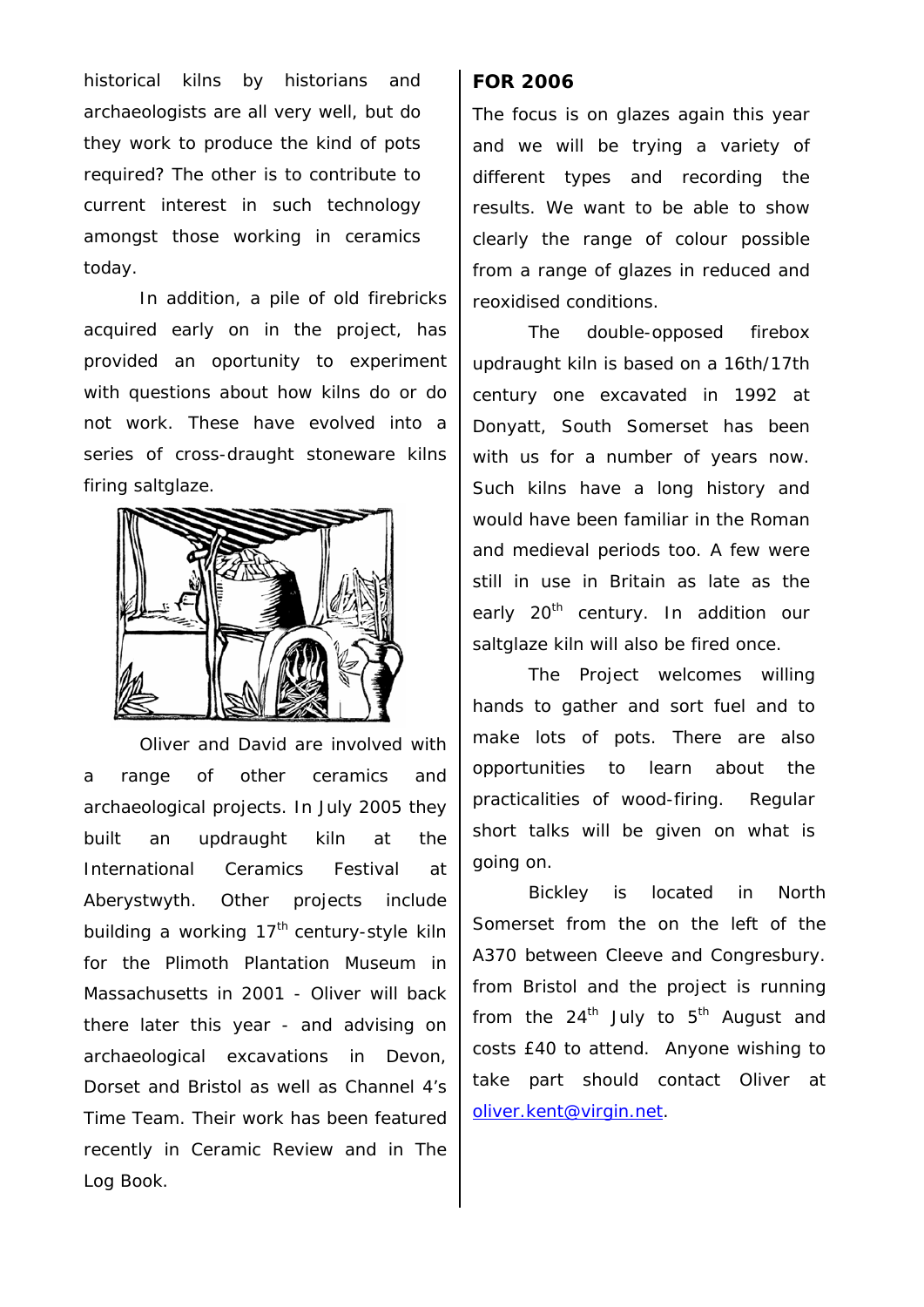historical kilns by historians and archaeologists are all very well, but do they work to produce the kind of pots required? The other is to contribute to current interest in such technology amongst those working in ceramics today.

In addition, a pile of old firebricks acquired early on in the project, has provided an oportunity to experiment with questions about how kilns do or do not work. These have evolved into a series of cross-draught stoneware kilns firing saltglaze.

Oliver and David are involved with a range of other ceramics and archaeological projects. In July 2005 they built an updraught kiln at the International Ceramics Festival at Aberystwyth. Other projects include building a working 17th century-style kiln for the Plimoth Plantation Museum in Massachusetts in 2001 - Oliver will back there later this year - and advising on archaeological excavations in Devon, Dorset and Bristol as well as Channel 4's Time Team. Their work has been featured recently in Ceramic Review and in The Log Book.

## FOR 2006

The focus is on glazes again this year and we will be trying a variety of different types and recording the results. We want to be able to show clearly the range of colour possible from a range of glazes in reduced and reoxidised conditions.

The double-opposed firebox updraught kiln is based on a 16th/17th century one excavated in 1992 at Donyatt, South Somerset has been with us for a number of years now. Such kilns have a long history and would have been familiar in the Roman and medieval periods too. A few were still in use in Britain as late as the early 20th century. In addition our saltglaze kiln will also be fired once.

The Project welcomes willing hands to gather and sort fuel and to make lots of pots. There are also opportunities to learn about the practicalities of wood-firing. Regular short talks will be given on what is going on.

Bickley is located in North Somerset from the on the left of the A370 between Cleeve and Congresbury. from Bristol and the project is running from the 24th July to 5th August and costs £40 to attend. Anyone wishing to take part should contact Oliver at oliver.kent@virgin.net.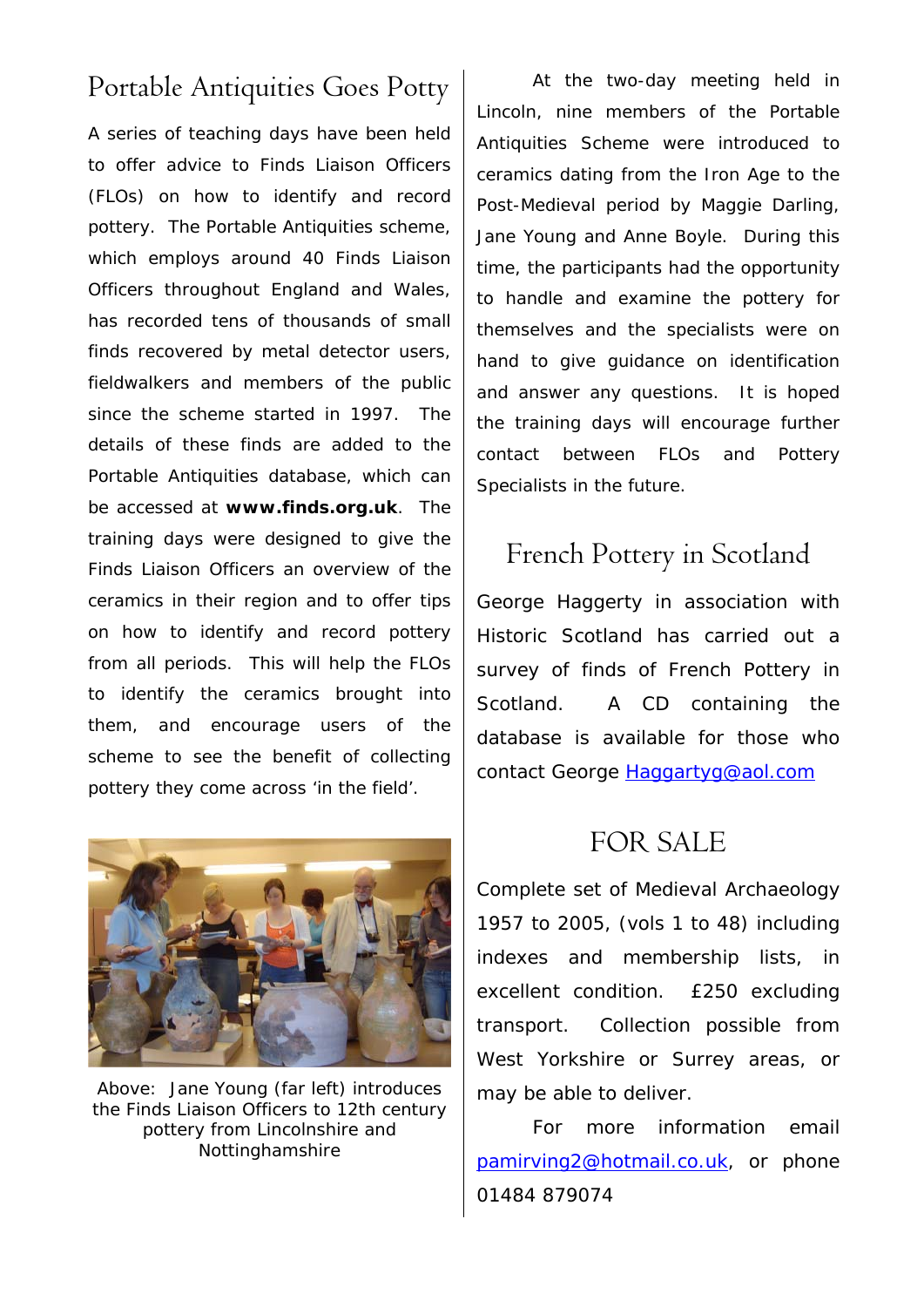## Portable Antiquities Goes Potty

A series of teaching days have been held to offer advice to Finds Liaison Officers (FLOs) on how to identify and record pottery. The Portable Antiquities scheme, which employs around 40 Finds Liaison Officers throughout England and Wales, has recorded tens of thousands of small finds recovered by metal detector users, fieldwalkers and members of the public since the scheme started in 1997. The details of these finds are added to the Portable Antiquities database, which can be accessed at **www.finds.org.uk**. The training days were designed to give the Finds Liaison Officers an overview of the ceramics in their region and to offer tips on how to identify and record pottery from all periods. This will help the FLOs to identify the ceramics brought into them, and encourage users of the scheme to see the benefit of collecting pottery they come across 'in the field'.

Above: Jane Young (far left) introduces the Finds Liaison Officers to 12th century pottery from Lincolnshire and Nottinghamshire

At the two-day meeting held in Lincoln, nine members of the Portable Antiquities Scheme were introduced to ceramics dating from the Iron Age to the Post-Medieval period by Maggie Darling, Jane Young and Anne Boyle. During this time, the participants had the opportunity to handle and examine the pottery for themselves and the specialists were on hand to give guidance on identification and answer any questions. It is hoped the training days will encourage further contact between FLOs and Pottery Specialists in the future.

## French Pottery in Scotland

George Haggerty in association with Historic Scotland has carried out a survey of finds of French Pottery in Scotland. A CD containing the database is available for those who contact George Haggartyg@aol.com

## FOR SALE

Complete set of Medieval Archaeology 1957 to 2005, (vols 1 to 48) including indexes and membership lists, in excellent condition. £250 excluding transport. Collection possible from West Yorkshire or Surrey areas, or may be able to deliver.

For more information email pamirving2@hotmail.co.uk, or phone 01484 879074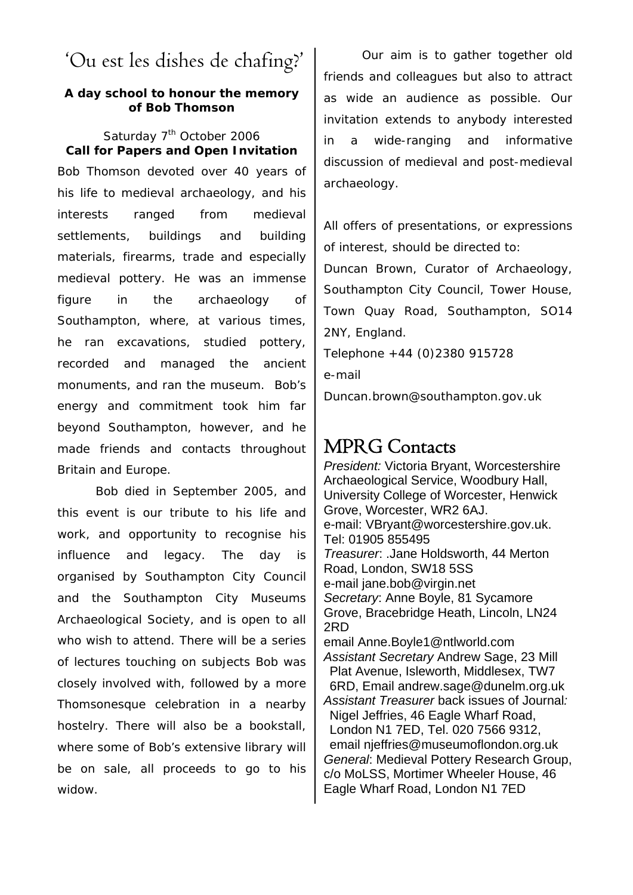# 'Ou est les dishes de chafing?'

**A day school to honour the memory of Bob Thomson**

Saturday 7th October 2006
**Call for Papers and Open Invitation**

Bob Thomson devoted over 40 years of his life to medieval archaeology, and his interests ranged from medieval settlements, buildings and building materials, firearms, trade and especially medieval pottery. He was an immense figure in the archaeology of Southampton, where, at various times, he ran excavations, studied pottery, recorded and managed the ancient monuments, and ran the museum. Bob's energy and commitment took him far beyond Southampton, however, and he made friends and contacts throughout Britain and Europe.

Bob died in September 2005, and this event is our tribute to his life and work, and opportunity to recognise his influence and legacy. The day is organised by Southampton City Council and the Southampton City Museums Archaeological Society, and is open to all who wish to attend. There will be a series of lectures touching on subjects Bob was closely involved with, followed by a more Thomsonesque celebration in a nearby hostelry. There will also be a bookstall, where some of Bob's extensive library will be on sale, all proceeds to go to his widow.

Our aim is to gather together old friends and colleagues but also to attract as wide an audience as possible. Our invitation extends to anybody interested in a wide-ranging and informative discussion of medieval and post-medieval archaeology.

All offers of presentations, or expressions of interest, should be directed to:
Duncan Brown, Curator of Archaeology, Southampton City Council, Tower House, Town Quay Road, Southampton, SO14 2NY, England.
Telephone +44 (0)2380 915728
e-mail
Duncan.brown@southampton.gov.uk

## MPRG Contacts

*President:* Victoria Bryant, Worcestershire Archaeological Service, Woodbury Hall, University College of Worcester, Henwick Grove, Worcester, WR2 6AJ.
e-mail: VBryant@worcestershire.gov.uk.
Tel: 01905 855495

*Treasurer*: .Jane Holdsworth, 44 Merton Road, London, SW18 5SS
e-mail jane.bob@virgin.net

*Secretary*: Anne Boyle, 81 Sycamore Grove, Bracebridge Heath, Lincoln, LN24 2RD
email Anne.Boyle1@ntlworld.com

*Assistant Secretary* Andrew Sage, 23 Mill Plat Avenue, Isleworth, Middlesex, TW7 6RD, Email andrew.sage@dunelm.org.uk

*Assistant Treasurer* back issues of Journal*:* Nigel Jeffries, 46 Eagle Wharf Road, London N1 7ED, Tel. 020 7566 9312, email njeffries@museumoflondon.org.uk

*General*: Medieval Pottery Research Group, c/o MoLSS, Mortimer Wheeler House, 46 Eagle Wharf Road, London N1 7ED